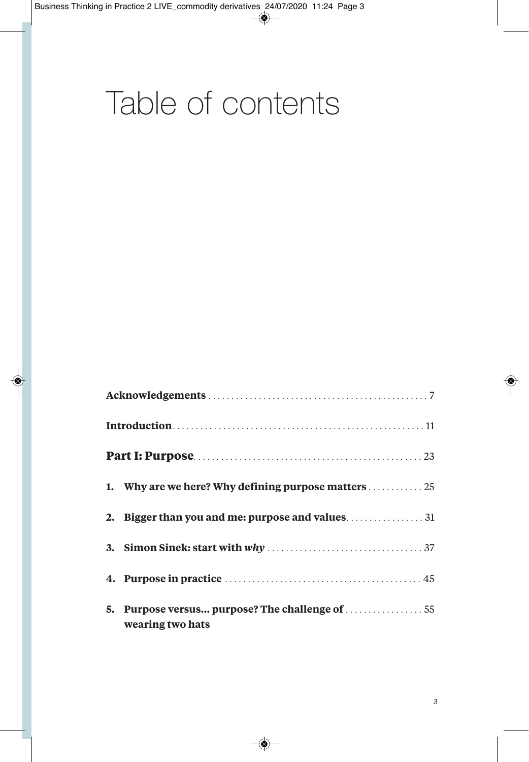# Table of contents

**Acknowledgements** . . . . . . . . . . . . . . . . . . . . . . . . . . . . . . . . . . . . . . . . . . . . . . 7

**Introduction** . . . . . . . . . . . . . . . . . . . . . . . . . . . . . . . . . . . . . . . . . . . . . . . . . . . 11

## Part I: Purpose . . . . . . . . . . . . . . . . . . . . . . . . . . . . . . . . . . . . . . . . . . . . . . 23

1. **Why are we here? Why defining purpose matters** . . . . . . . . . . . . 25
2. **Bigger than you and me: purpose and values** . . . . . . . . . . . . . . . . 31
3. **Simon Sinek: start with *why*** . . . . . . . . . . . . . . . . . . . . . . . . . . . . . . . . . 37
4. **Purpose in practice** . . . . . . . . . . . . . . . . . . . . . . . . . . . . . . . . . . . . . . . . . . 45
5. **Purpose versus... purpose? The challenge of wearing two hats** . . . . . . . . . . . . . . . . . 55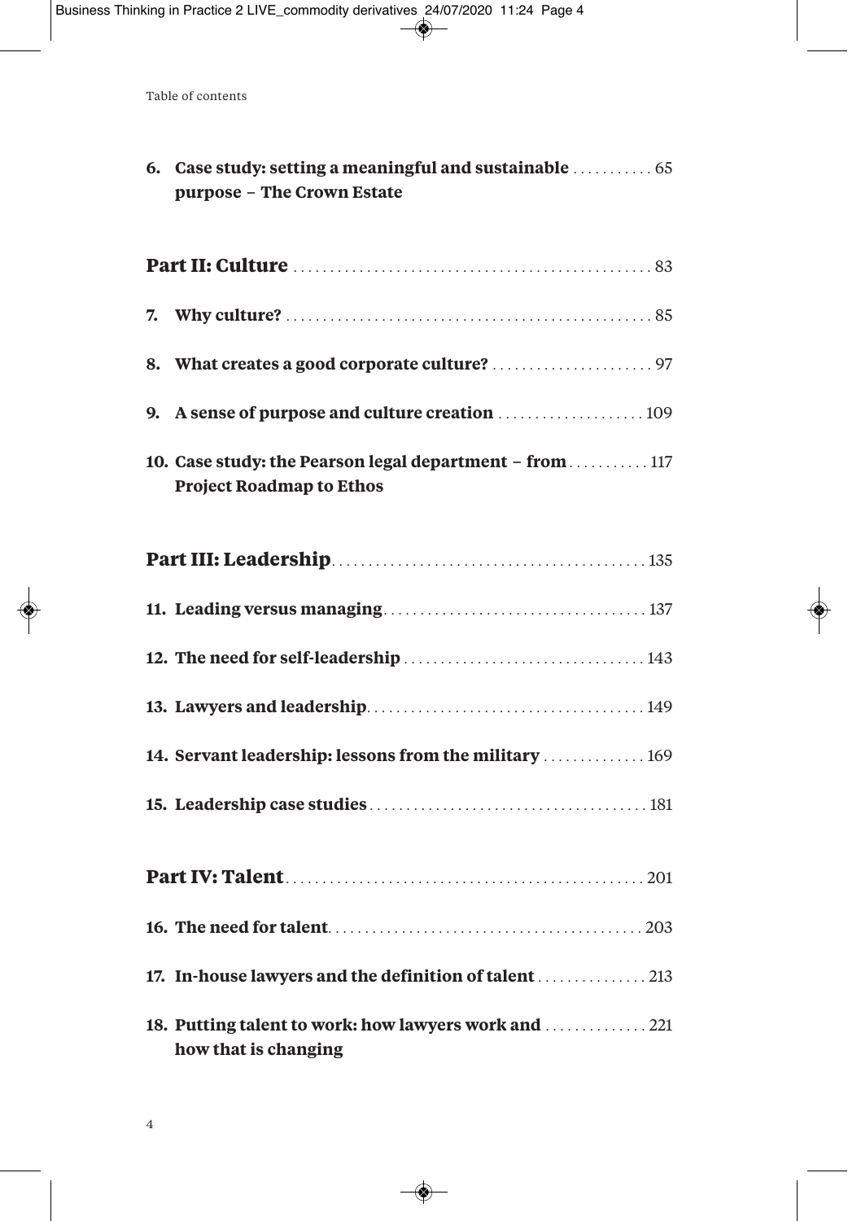6. **Case study: setting a meaningful and sustainable purpose – The Crown Estate** ........... 65

**Part II: Culture** ........... 83

7. **Why culture?** ........... 85

8. **What creates a good corporate culture?** ........... 97

9. **A sense of purpose and culture creation** ........... 109

10. **Case study: the Pearson legal department – from Project Roadmap to Ethos** ........... 117

**Part III: Leadership** ........... 135

11. **Leading versus managing** ........... 137

12. **The need for self-leadership** ........... 143

13. **Lawyers and leadership** ........... 149

14. **Servant leadership: lessons from the military** ........... 169

15. **Leadership case studies** ........... 181

**Part IV: Talent** ........... 201

16. **The need for talent** ........... 203

17. **In-house lawyers and the definition of talent** ........... 213

18. **Putting talent to work: how lawyers work and how that is changing** ........... 221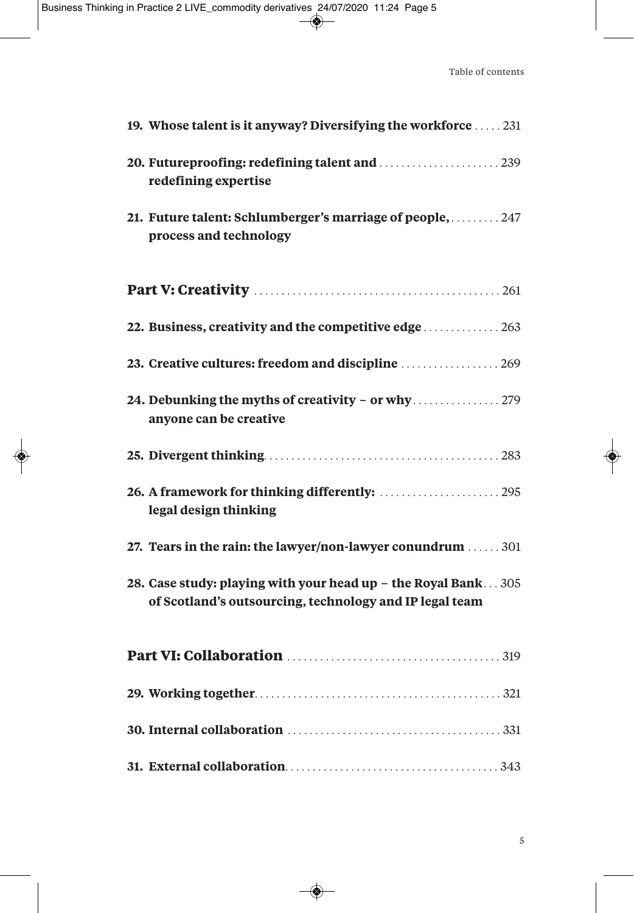**19. Whose talent is it anyway? Diversifying the workforce** ..... 231

**20. Futureproofing: redefining talent and redefining expertise** ..... 239

**21. Future talent: Schlumberger's marriage of people, process and technology** ..... 247

## Part V: Creativity ..... 261

**22. Business, creativity and the competitive edge** ..... 263

**23. Creative cultures: freedom and discipline** ..... 269

**24. Debunking the myths of creativity – or why anyone can be creative** ..... 279

**25. Divergent thinking** ..... 283

**26. A framework for thinking differently: legal design thinking** ..... 295

**27. Tears in the rain: the lawyer/non-lawyer conundrum** ..... 301

**28. Case study: playing with your head up – the Royal Bank of Scotland's outsourcing, technology and IP legal team** ..... 305

## Part VI: Collaboration ..... 319

**29. Working together** ..... 321

**30. Internal collaboration** ..... 331

**31. External collaboration** ..... 343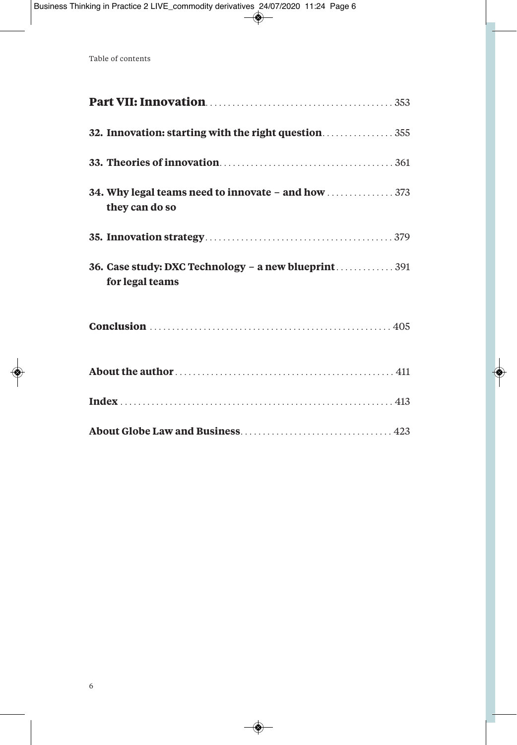**Part VII: Innovation** ........................................ 353

**32. Innovation: starting with the right question** ............... 355

**33. Theories of innovation** ...................................... 361

**34. Why legal teams need to innovate – and how they can do so** ............... 373

**35. Innovation strategy** ......................................... 379

**36. Case study: DXC Technology – a new blueprint for legal teams** ............. 391

**Conclusion** ..................................................... 405

**About the author** ................................................ 411

**Index** ............................................................ 413

**About Globe Law and Business** ................................. 423